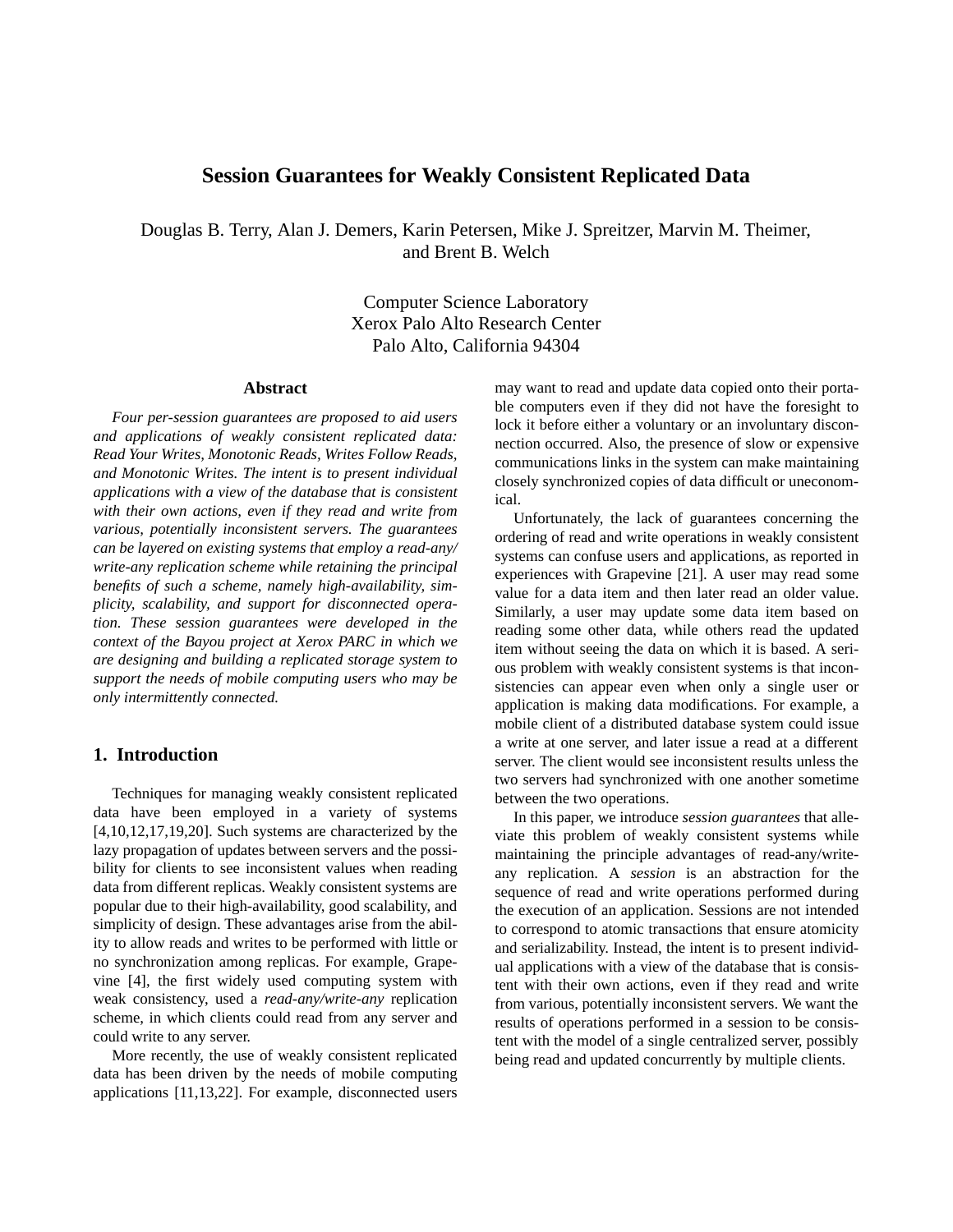# Session Guarantees for Weakly Consistent Replicated Data

Douglas B. Terry, Alan J. Demers, Karin Petersen, Mike J. Spreitzer, Marvin M. Theimer, and Brent B. Welch

Computer Science Laboratory
Xerox Palo Alto Research Center
Palo Alto, California 94304

### Abstract

*Four per-session guarantees are proposed to aid users and applications of weakly consistent replicated data: Read Your Writes, Monotonic Reads, Writes Follow Reads, and Monotonic Writes. The intent is to present individual applications with a view of the database that is consistent with their own actions, even if they read and write from various, potentially inconsistent servers. The guarantees can be layered on existing systems that employ a read-any/write-any replication scheme while retaining the principal benefits of such a scheme, namely high-availability, simplicity, scalability, and support for disconnected operation. These session guarantees were developed in the context of the Bayou project at Xerox PARC in which we are designing and building a replicated storage system to support the needs of mobile computing users who may be only intermittently connected.*

## 1. Introduction

Techniques for managing weakly consistent replicated data have been employed in a variety of systems [4,10,12,17,19,20]. Such systems are characterized by the lazy propagation of updates between servers and the possibility for clients to see inconsistent values when reading data from different replicas. Weakly consistent systems are popular due to their high-availability, good scalability, and simplicity of design. These advantages arise from the ability to allow reads and writes to be performed with little or no synchronization among replicas. For example, Grapevine [4], the first widely used computing system with weak consistency, used a *read-any/write-any* replication scheme, in which clients could read from any server and could write to any server.

More recently, the use of weakly consistent replicated data has been driven by the needs of mobile computing applications [11,13,22]. For example, disconnected users may want to read and update data copied onto their portable computers even if they did not have the foresight to lock it before either a voluntary or an involuntary disconnection occurred. Also, the presence of slow or expensive communications links in the system can make maintaining closely synchronized copies of data difficult or uneconomical.

Unfortunately, the lack of guarantees concerning the ordering of read and write operations in weakly consistent systems can confuse users and applications, as reported in experiences with Grapevine [21]. A user may read some value for a data item and then later read an older value. Similarly, a user may update some data item based on reading some other data, while others read the updated item without seeing the data on which it is based. A serious problem with weakly consistent systems is that inconsistencies can appear even when only a single user or application is making data modifications. For example, a mobile client of a distributed database system could issue a write at one server, and later issue a read at a different server. The client would see inconsistent results unless the two servers had synchronized with one another sometime between the two operations.

In this paper, we introduce *session guarantees* that alleviate this problem of weakly consistent systems while maintaining the principle advantages of read-any/write-any replication. A *session* is an abstraction for the sequence of read and write operations performed during the execution of an application. Sessions are not intended to correspond to atomic transactions that ensure atomicity and serializability. Instead, the intent is to present individual applications with a view of the database that is consistent with their own actions, even if they read and write from various, potentially inconsistent servers. We want the results of operations performed in a session to be consistent with the model of a single centralized server, possibly being read and updated concurrently by multiple clients.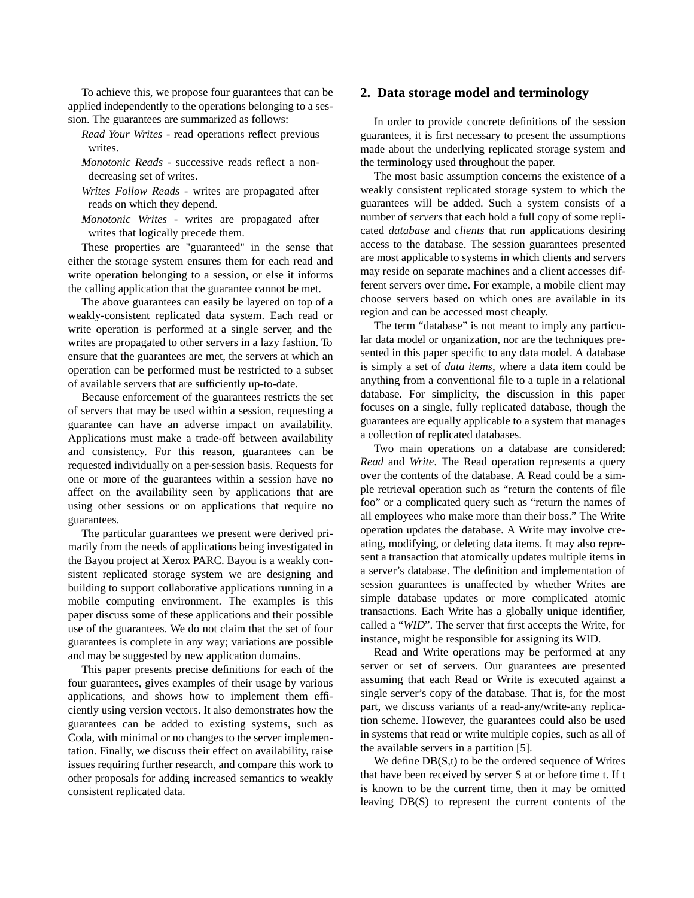To achieve this, we propose four guarantees that can be applied independently to the operations belonging to a session. The guarantees are summarized as follows:

*Read Your Writes* - read operations reflect previous writes.

*Monotonic Reads* - successive reads reflect a non-decreasing set of writes.

*Writes Follow Reads* - writes are propagated after reads on which they depend.

*Monotonic Writes* - writes are propagated after writes that logically precede them.

These properties are "guaranteed" in the sense that either the storage system ensures them for each read and write operation belonging to a session, or else it informs the calling application that the guarantee cannot be met.

The above guarantees can easily be layered on top of a weakly-consistent replicated data system. Each read or write operation is performed at a single server, and the writes are propagated to other servers in a lazy fashion. To ensure that the guarantees are met, the servers at which an operation can be performed must be restricted to a subset of available servers that are sufficiently up-to-date.

Because enforcement of the guarantees restricts the set of servers that may be used within a session, requesting a guarantee can have an adverse impact on availability. Applications must make a trade-off between availability and consistency. For this reason, guarantees can be requested individually on a per-session basis. Requests for one or more of the guarantees within a session have no affect on the availability seen by applications that are using other sessions or on applications that require no guarantees.

The particular guarantees we present were derived primarily from the needs of applications being investigated in the Bayou project at Xerox PARC. Bayou is a weakly consistent replicated storage system we are designing and building to support collaborative applications running in a mobile computing environment. The examples is this paper discuss some of these applications and their possible use of the guarantees. We do not claim that the set of four guarantees is complete in any way; variations are possible and may be suggested by new application domains.

This paper presents precise definitions for each of the four guarantees, gives examples of their usage by various applications, and shows how to implement them efficiently using version vectors. It also demonstrates how the guarantees can be added to existing systems, such as Coda, with minimal or no changes to the server implementation. Finally, we discuss their effect on availability, raise issues requiring further research, and compare this work to other proposals for adding increased semantics to weakly consistent replicated data.

## 2. Data storage model and terminology

In order to provide concrete definitions of the session guarantees, it is first necessary to present the assumptions made about the underlying replicated storage system and the terminology used throughout the paper.

The most basic assumption concerns the existence of a weakly consistent replicated storage system to which the guarantees will be added. Such a system consists of a number of *servers* that each hold a full copy of some replicated *database* and *clients* that run applications desiring access to the database. The session guarantees presented are most applicable to systems in which clients and servers may reside on separate machines and a client accesses different servers over time. For example, a mobile client may choose servers based on which ones are available in its region and can be accessed most cheaply.

The term "database" is not meant to imply any particular data model or organization, nor are the techniques presented in this paper specific to any data model. A database is simply a set of *data items*, where a data item could be anything from a conventional file to a tuple in a relational database. For simplicity, the discussion in this paper focuses on a single, fully replicated database, though the guarantees are equally applicable to a system that manages a collection of replicated databases.

Two main operations on a database are considered: *Read* and *Write*. The Read operation represents a query over the contents of the database. A Read could be a simple retrieval operation such as "return the contents of file foo" or a complicated query such as "return the names of all employees who make more than their boss." The Write operation updates the database. A Write may involve creating, modifying, or deleting data items. It may also represent a transaction that atomically updates multiple items in a server's database. The definition and implementation of session guarantees is unaffected by whether Writes are simple database updates or more complicated atomic transactions. Each Write has a globally unique identifier, called a "*WID*". The server that first accepts the Write, for instance, might be responsible for assigning its WID.

Read and Write operations may be performed at any server or set of servers. Our guarantees are presented assuming that each Read or Write is executed against a single server's copy of the database. That is, for the most part, we discuss variants of a read-any/write-any replication scheme. However, the guarantees could also be used in systems that read or write multiple copies, such as all of the available servers in a partition [5].

We define DB(S,t) to be the ordered sequence of Writes that have been received by server S at or before time t. If t is known to be the current time, then it may be omitted leaving DB(S) to represent the current contents of the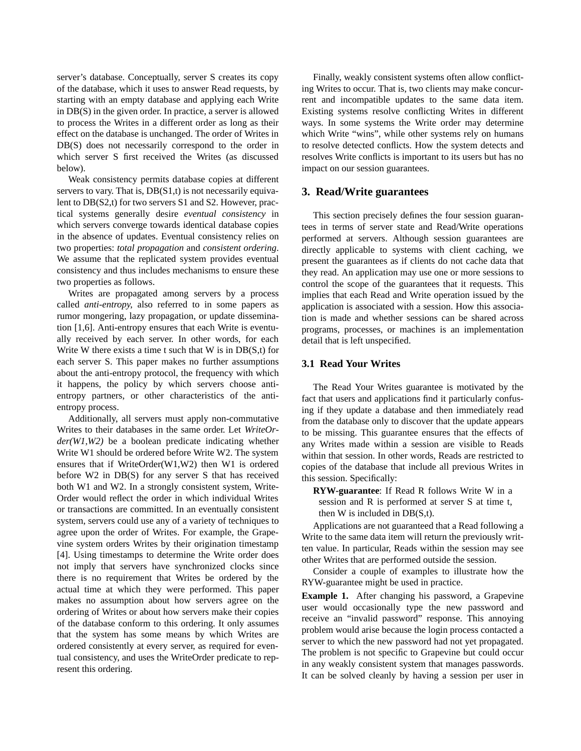server's database. Conceptually, server S creates its copy of the database, which it uses to answer Read requests, by starting with an empty database and applying each Write in DB(S) in the given order. In practice, a server is allowed to process the Writes in a different order as long as their effect on the database is unchanged. The order of Writes in DB(S) does not necessarily correspond to the order in which server S first received the Writes (as discussed below).

Weak consistency permits database copies at different servers to vary. That is, DB(S1,t) is not necessarily equivalent to DB(S2,t) for two servers S1 and S2. However, practical systems generally desire *eventual consistency* in which servers converge towards identical database copies in the absence of updates. Eventual consistency relies on two properties: *total propagation* and *consistent ordering*. We assume that the replicated system provides eventual consistency and thus includes mechanisms to ensure these two properties as follows.

Writes are propagated among servers by a process called *anti-entropy*, also referred to in some papers as rumor mongering, lazy propagation, or update dissemination [1,6]. Anti-entropy ensures that each Write is eventually received by each server. In other words, for each Write W there exists a time t such that W is in DB(S,t) for each server S. This paper makes no further assumptions about the anti-entropy protocol, the frequency with which it happens, the policy by which servers choose anti-entropy partners, or other characteristics of the anti-entropy process.

Additionally, all servers must apply non-commutative Writes to their databases in the same order. Let *WriteOrder(W1,W2)* be a boolean predicate indicating whether Write W1 should be ordered before Write W2. The system ensures that if WriteOrder(W1,W2) then W1 is ordered before W2 in DB(S) for any server S that has received both W1 and W2. In a strongly consistent system, WriteOrder would reflect the order in which individual Writes or transactions are committed. In an eventually consistent system, servers could use any of a variety of techniques to agree upon the order of Writes. For example, the Grapevine system orders Writes by their origination timestamp [4]. Using timestamps to determine the Write order does not imply that servers have synchronized clocks since there is no requirement that Writes be ordered by the actual time at which they were performed. This paper makes no assumption about how servers agree on the ordering of Writes or about how servers make their copies of the database conform to this ordering. It only assumes that the system has some means by which Writes are ordered consistently at every server, as required for eventual consistency, and uses the WriteOrder predicate to represent this ordering.

Finally, weakly consistent systems often allow conflicting Writes to occur. That is, two clients may make concurrent and incompatible updates to the same data item. Existing systems resolve conflicting Writes in different ways. In some systems the Write order may determine which Write "wins", while other systems rely on humans to resolve detected conflicts. How the system detects and resolves Write conflicts is important to its users but has no impact on our session guarantees.

## 3. Read/Write guarantees

This section precisely defines the four session guarantees in terms of server state and Read/Write operations performed at servers. Although session guarantees are directly applicable to systems with client caching, we present the guarantees as if clients do not cache data that they read. An application may use one or more sessions to control the scope of the guarantees that it requests. This implies that each Read and Write operation issued by the application is associated with a session. How this association is made and whether sessions can be shared across programs, processes, or machines is an implementation detail that is left unspecified.

### 3.1 Read Your Writes

The Read Your Writes guarantee is motivated by the fact that users and applications find it particularly confusing if they update a database and then immediately read from the database only to discover that the update appears to be missing. This guarantee ensures that the effects of any Writes made within a session are visible to Reads within that session. In other words, Reads are restricted to copies of the database that include all previous Writes in this session. Specifically:

**RYW-guarantee**: If Read R follows Write W in a session and R is performed at server S at time t, then W is included in DB(S,t).

Applications are not guaranteed that a Read following a Write to the same data item will return the previously written value. In particular, Reads within the session may see other Writes that are performed outside the session.

Consider a couple of examples to illustrate how the RYW-guarantee might be used in practice.

**Example 1.** After changing his password, a Grapevine user would occasionally type the new password and receive an "invalid password" response. This annoying problem would arise because the login process contacted a server to which the new password had not yet propagated. The problem is not specific to Grapevine but could occur in any weakly consistent system that manages passwords. It can be solved cleanly by having a session per user in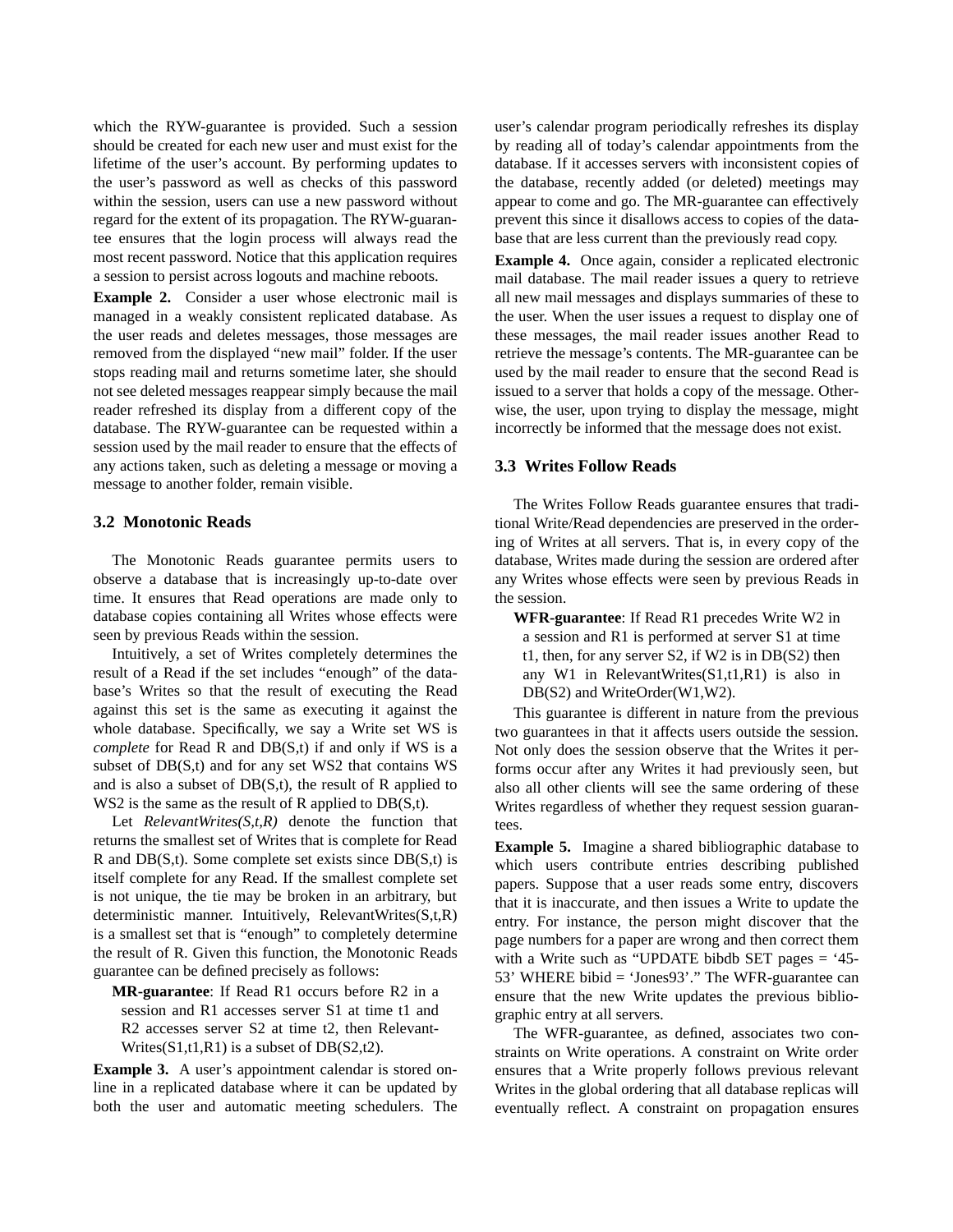which the RYW-guarantee is provided. Such a session should be created for each new user and must exist for the lifetime of the user's account. By performing updates to the user's password as well as checks of this password within the session, users can use a new password without regard for the extent of its propagation. The RYW-guarantee ensures that the login process will always read the most recent password. Notice that this application requires a session to persist across logouts and machine reboots.

**Example 2.** Consider a user whose electronic mail is managed in a weakly consistent replicated database. As the user reads and deletes messages, those messages are removed from the displayed "new mail" folder. If the user stops reading mail and returns sometime later, she should not see deleted messages reappear simply because the mail reader refreshed its display from a different copy of the database. The RYW-guarantee can be requested within a session used by the mail reader to ensure that the effects of any actions taken, such as deleting a message or moving a message to another folder, remain visible.

### 3.2 Monotonic Reads

The Monotonic Reads guarantee permits users to observe a database that is increasingly up-to-date over time. It ensures that Read operations are made only to database copies containing all Writes whose effects were seen by previous Reads within the session.

Intuitively, a set of Writes completely determines the result of a Read if the set includes "enough" of the database's Writes so that the result of executing the Read against this set is the same as executing it against the whole database. Specifically, we say a Write set WS is *complete* for Read R and DB(S,t) if and only if WS is a subset of DB(S,t) and for any set WS2 that contains WS and is also a subset of DB(S,t), the result of R applied to WS2 is the same as the result of R applied to DB(S,t).

Let *RelevantWrites(S,t,R)* denote the function that returns the smallest set of Writes that is complete for Read R and DB(S,t). Some complete set exists since DB(S,t) is itself complete for any Read. If the smallest complete set is not unique, the tie may be broken in an arbitrary, but deterministic manner. Intuitively, RelevantWrites(S,t,R) is a smallest set that is "enough" to completely determine the result of R. Given this function, the Monotonic Reads guarantee can be defined precisely as follows:

> **MR-guarantee**: If Read R1 occurs before R2 in a session and R1 accesses server S1 at time t1 and R2 accesses server S2 at time t2, then RelevantWrites(S1,t1,R1) is a subset of DB(S2,t2).

**Example 3.** A user's appointment calendar is stored online in a replicated database where it can be updated by both the user and automatic meeting schedulers. The user's calendar program periodically refreshes its display by reading all of today's calendar appointments from the database. If it accesses servers with inconsistent copies of the database, recently added (or deleted) meetings may appear to come and go. The MR-guarantee can effectively prevent this since it disallows access to copies of the database that are less current than the previously read copy.

**Example 4.** Once again, consider a replicated electronic mail database. The mail reader issues a query to retrieve all new mail messages and displays summaries of these to the user. When the user issues a request to display one of these messages, the mail reader issues another Read to retrieve the message's contents. The MR-guarantee can be used by the mail reader to ensure that the second Read is issued to a server that holds a copy of the message. Otherwise, the user, upon trying to display the message, might incorrectly be informed that the message does not exist.

### 3.3 Writes Follow Reads

The Writes Follow Reads guarantee ensures that traditional Write/Read dependencies are preserved in the ordering of Writes at all servers. That is, in every copy of the database, Writes made during the session are ordered after any Writes whose effects were seen by previous Reads in the session.

> **WFR-guarantee**: If Read R1 precedes Write W2 in a session and R1 is performed at server S1 at time t1, then, for any server S2, if W2 is in DB(S2) then any W1 in RelevantWrites(S1,t1,R1) is also in DB(S2) and WriteOrder(W1,W2).

This guarantee is different in nature from the previous two guarantees in that it affects users outside the session. Not only does the session observe that the Writes it performs occur after any Writes it had previously seen, but also all other clients will see the same ordering of these Writes regardless of whether they request session guarantees.

**Example 5.** Imagine a shared bibliographic database to which users contribute entries describing published papers. Suppose that a user reads some entry, discovers that it is inaccurate, and then issues a Write to update the entry. For instance, the person might discover that the page numbers for a paper are wrong and then correct them with a Write such as "UPDATE bibdb SET pages = '45-53' WHERE bibid = 'Jones93'." The WFR-guarantee can ensure that the new Write updates the previous bibliographic entry at all servers.

The WFR-guarantee, as defined, associates two constraints on Write operations. A constraint on Write order ensures that a Write properly follows previous relevant Writes in the global ordering that all database replicas will eventually reflect. A constraint on propagation ensures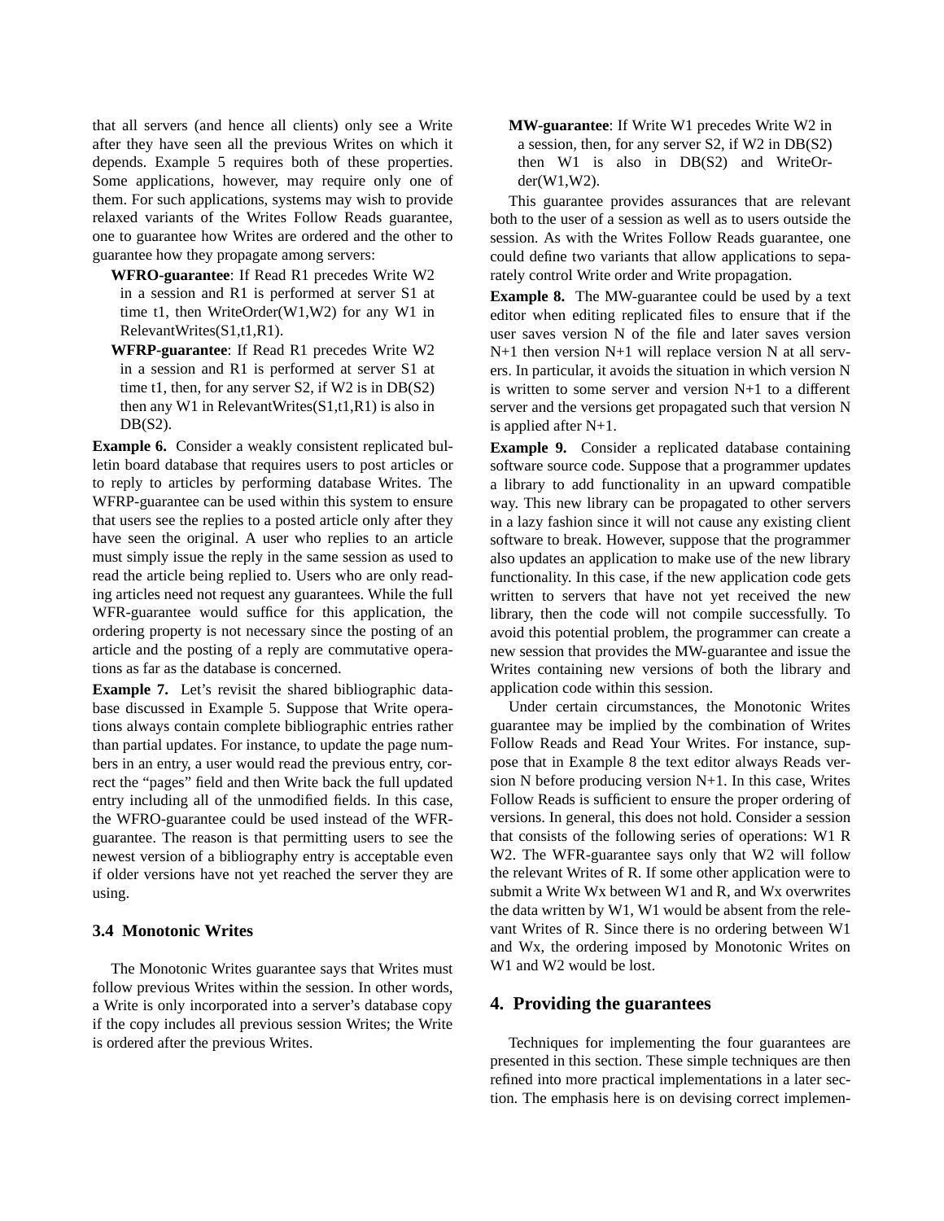that all servers (and hence all clients) only see a Write after they have seen all the previous Writes on which it depends. Example 5 requires both of these properties. Some applications, however, may require only one of them. For such applications, systems may wish to provide relaxed variants of the Writes Follow Reads guarantee, one to guarantee how Writes are ordered and the other to guarantee how they propagate among servers:

**WFRO-guarantee**: If Read R1 precedes Write W2 in a session and R1 is performed at server S1 at time t1, then WriteOrder(W1,W2) for any W1 in RelevantWrites(S1,t1,R1).

**WFRP-guarantee**: If Read R1 precedes Write W2 in a session and R1 is performed at server S1 at time t1, then, for any server S2, if W2 is in DB(S2) then any W1 in RelevantWrites(S1,t1,R1) is also in DB(S2).

**Example 6.** Consider a weakly consistent replicated bulletin board database that requires users to post articles or to reply to articles by performing database Writes. The WFRP-guarantee can be used within this system to ensure that users see the replies to a posted article only after they have seen the original. A user who replies to an article must simply issue the reply in the same session as used to read the article being replied to. Users who are only reading articles need not request any guarantees. While the full WFR-guarantee would suffice for this application, the ordering property is not necessary since the posting of an article and the posting of a reply are commutative operations as far as the database is concerned.

**Example 7.** Let's revisit the shared bibliographic database discussed in Example 5. Suppose that Write operations always contain complete bibliographic entries rather than partial updates. For instance, to update the page numbers in an entry, a user would read the previous entry, correct the "pages" field and then Write back the full updated entry including all of the unmodified fields. In this case, the WFRO-guarantee could be used instead of the WFR-guarantee. The reason is that permitting users to see the newest version of a bibliography entry is acceptable even if older versions have not yet reached the server they are using.

### 3.4 Monotonic Writes

The Monotonic Writes guarantee says that Writes must follow previous Writes within the session. In other words, a Write is only incorporated into a server's database copy if the copy includes all previous session Writes; the Write is ordered after the previous Writes.

**MW-guarantee**: If Write W1 precedes Write W2 in a session, then, for any server S2, if W2 in DB(S2) then W1 is also in DB(S2) and WriteOrder(W1,W2).

This guarantee provides assurances that are relevant both to the user of a session as well as to users outside the session. As with the Writes Follow Reads guarantee, one could define two variants that allow applications to separately control Write order and Write propagation.

**Example 8.** The MW-guarantee could be used by a text editor when editing replicated files to ensure that if the user saves version N of the file and later saves version N+1 then version N+1 will replace version N at all servers. In particular, it avoids the situation in which version N is written to some server and version N+1 to a different server and the versions get propagated such that version N is applied after N+1.

**Example 9.** Consider a replicated database containing software source code. Suppose that a programmer updates a library to add functionality in an upward compatible way. This new library can be propagated to other servers in a lazy fashion since it will not cause any existing client software to break. However, suppose that the programmer also updates an application to make use of the new library functionality. In this case, if the new application code gets written to servers that have not yet received the new library, then the code will not compile successfully. To avoid this potential problem, the programmer can create a new session that provides the MW-guarantee and issue the Writes containing new versions of both the library and application code within this session.

Under certain circumstances, the Monotonic Writes guarantee may be implied by the combination of Writes Follow Reads and Read Your Writes. For instance, suppose that in Example 8 the text editor always Reads version N before producing version N+1. In this case, Writes Follow Reads is sufficient to ensure the proper ordering of versions. In general, this does not hold. Consider a session that consists of the following series of operations: W1 R W2. The WFR-guarantee says only that W2 will follow the relevant Writes of R. If some other application were to submit a Write Wx between W1 and R, and Wx overwrites the data written by W1, W1 would be absent from the relevant Writes of R. Since there is no ordering between W1 and Wx, the ordering imposed by Monotonic Writes on W1 and W2 would be lost.

## 4. Providing the guarantees

Techniques for implementing the four guarantees are presented in this section. These simple techniques are then refined into more practical implementations in a later section. The emphasis here is on devising correct implemen-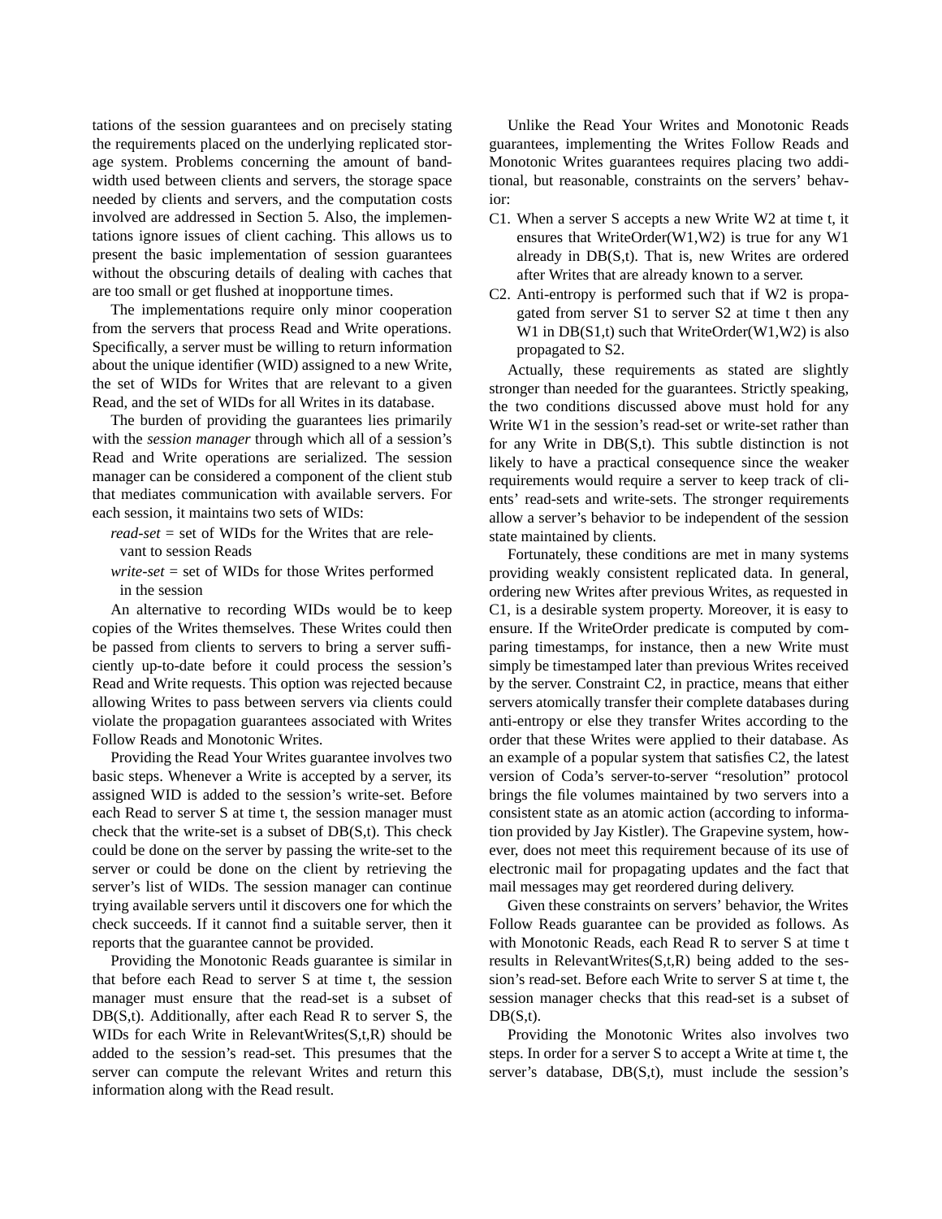tations of the session guarantees and on precisely stating the requirements placed on the underlying replicated storage system. Problems concerning the amount of bandwidth used between clients and servers, the storage space needed by clients and servers, and the computation costs involved are addressed in Section 5. Also, the implementations ignore issues of client caching. This allows us to present the basic implementation of session guarantees without the obscuring details of dealing with caches that are too small or get flushed at inopportune times.

The implementations require only minor cooperation from the servers that process Read and Write operations. Specifically, a server must be willing to return information about the unique identifier (WID) assigned to a new Write, the set of WIDs for Writes that are relevant to a given Read, and the set of WIDs for all Writes in its database.

The burden of providing the guarantees lies primarily with the *session manager* through which all of a session's Read and Write operations are serialized. The session manager can be considered a component of the client stub that mediates communication with available servers. For each session, it maintains two sets of WIDs:

*read-set* = set of WIDs for the Writes that are relevant to session Reads

*write-set* = set of WIDs for those Writes performed in the session

An alternative to recording WIDs would be to keep copies of the Writes themselves. These Writes could then be passed from clients to servers to bring a server sufficiently up-to-date before it could process the session's Read and Write requests. This option was rejected because allowing Writes to pass between servers via clients could violate the propagation guarantees associated with Writes Follow Reads and Monotonic Writes.

Providing the Read Your Writes guarantee involves two basic steps. Whenever a Write is accepted by a server, its assigned WID is added to the session's write-set. Before each Read to server S at time t, the session manager must check that the write-set is a subset of DB(S,t). This check could be done on the server by passing the write-set to the server or could be done on the client by retrieving the server's list of WIDs. The session manager can continue trying available servers until it discovers one for which the check succeeds. If it cannot find a suitable server, then it reports that the guarantee cannot be provided.

Providing the Monotonic Reads guarantee is similar in that before each Read to server S at time t, the session manager must ensure that the read-set is a subset of DB(S,t). Additionally, after each Read R to server S, the WIDs for each Write in RelevantWrites(S,t,R) should be added to the session's read-set. This presumes that the server can compute the relevant Writes and return this information along with the Read result.

Unlike the Read Your Writes and Monotonic Reads guarantees, implementing the Writes Follow Reads and Monotonic Writes guarantees requires placing two additional, but reasonable, constraints on the servers' behavior:

C1. When a server S accepts a new Write W2 at time t, it ensures that WriteOrder(W1,W2) is true for any W1 already in DB(S,t). That is, new Writes are ordered after Writes that are already known to a server.

C2. Anti-entropy is performed such that if W2 is propagated from server S1 to server S2 at time t then any W1 in DB(S1,t) such that WriteOrder(W1,W2) is also propagated to S2.

Actually, these requirements as stated are slightly stronger than needed for the guarantees. Strictly speaking, the two conditions discussed above must hold for any Write W1 in the session's read-set or write-set rather than for any Write in DB(S,t). This subtle distinction is not likely to have a practical consequence since the weaker requirements would require a server to keep track of clients' read-sets and write-sets. The stronger requirements allow a server's behavior to be independent of the session state maintained by clients.

Fortunately, these conditions are met in many systems providing weakly consistent replicated data. In general, ordering new Writes after previous Writes, as requested in C1, is a desirable system property. Moreover, it is easy to ensure. If the WriteOrder predicate is computed by comparing timestamps, for instance, then a new Write must simply be timestamped later than previous Writes received by the server. Constraint C2, in practice, means that either servers atomically transfer their complete databases during anti-entropy or else they transfer Writes according to the order that these Writes were applied to their database. As an example of a popular system that satisfies C2, the latest version of Coda's server-to-server "resolution" protocol brings the file volumes maintained by two servers into a consistent state as an atomic action (according to information provided by Jay Kistler). The Grapevine system, however, does not meet this requirement because of its use of electronic mail for propagating updates and the fact that mail messages may get reordered during delivery.

Given these constraints on servers' behavior, the Writes Follow Reads guarantee can be provided as follows. As with Monotonic Reads, each Read R to server S at time t results in RelevantWrites(S,t,R) being added to the session's read-set. Before each Write to server S at time t, the session manager checks that this read-set is a subset of DB(S,t).

Providing the Monotonic Writes also involves two steps. In order for a server S to accept a Write at time t, the server's database, DB(S,t), must include the session's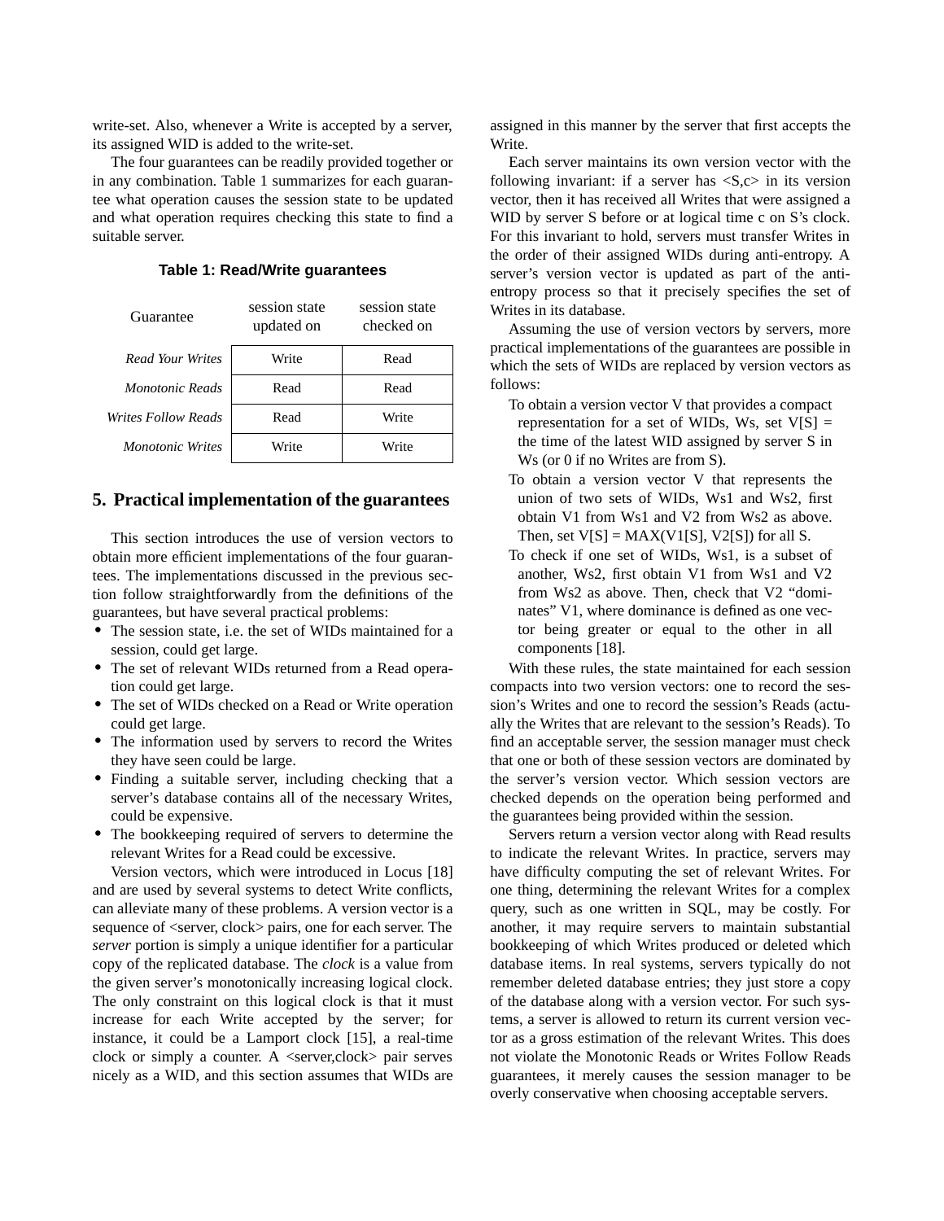write-set. Also, whenever a Write is accepted by a server, its assigned WID is added to the write-set.

The four guarantees can be readily provided together or in any combination. Table 1 summarizes for each guarantee what operation causes the session state to be updated and what operation requires checking this state to find a suitable server.

**Table 1: Read/Write guarantees**

| Guarantee | session state updated on | session state checked on |
|---|---|---|
| *Read Your Writes* | Write | Read |
| *Monotonic Reads* | Read | Read |
| *Writes Follow Reads* | Read | Write |
| *Monotonic Writes* | Write | Write |

## 5. Practical implementation of the guarantees

This section introduces the use of version vectors to obtain more efficient implementations of the four guarantees. The implementations discussed in the previous section follow straightforwardly from the definitions of the guarantees, but have several practical problems:

- The session state, i.e. the set of WIDs maintained for a session, could get large.
- The set of relevant WIDs returned from a Read operation could get large.
- The set of WIDs checked on a Read or Write operation could get large.
- The information used by servers to record the Writes they have seen could be large.
- Finding a suitable server, including checking that a server's database contains all of the necessary Writes, could be expensive.
- The bookkeeping required of servers to determine the relevant Writes for a Read could be excessive.

Version vectors, which were introduced in Locus [18] and are used by several systems to detect Write conflicts, can alleviate many of these problems. A version vector is a sequence of <server, clock> pairs, one for each server. The *server* portion is simply a unique identifier for a particular copy of the replicated database. The *clock* is a value from the given server's monotonically increasing logical clock. The only constraint on this logical clock is that it must increase for each Write accepted by the server; for instance, it could be a Lamport clock [15], a real-time clock or simply a counter. A <server,clock> pair serves nicely as a WID, and this section assumes that WIDs are assigned in this manner by the server that first accepts the Write.

Each server maintains its own version vector with the following invariant: if a server has <S,c> in its version vector, then it has received all Writes that were assigned a WID by server S before or at logical time c on S's clock. For this invariant to hold, servers must transfer Writes in the order of their assigned WIDs during anti-entropy. A server's version vector is updated as part of the anti-entropy process so that it precisely specifies the set of Writes in its database.

Assuming the use of version vectors by servers, more practical implementations of the guarantees are possible in which the sets of WIDs are replaced by version vectors as follows:

To obtain a version vector V that provides a compact representation for a set of WIDs, Ws, set V[S] = the time of the latest WID assigned by server S in Ws (or 0 if no Writes are from S).

To obtain a version vector V that represents the union of two sets of WIDs, Ws1 and Ws2, first obtain V1 from Ws1 and V2 from Ws2 as above. Then, set V[S] = MAX(V1[S], V2[S]) for all S.

To check if one set of WIDs, Ws1, is a subset of another, Ws2, first obtain V1 from Ws1 and V2 from Ws2 as above. Then, check that V2 "dominates" V1, where dominance is defined as one vector being greater or equal to the other in all components [18].

With these rules, the state maintained for each session compacts into two version vectors: one to record the session's Writes and one to record the session's Reads (actually the Writes that are relevant to the session's Reads). To find an acceptable server, the session manager must check that one or both of these session vectors are dominated by the server's version vector. Which session vectors are checked depends on the operation being performed and the guarantees being provided within the session.

Servers return a version vector along with Read results to indicate the relevant Writes. In practice, servers may have difficulty computing the set of relevant Writes. For one thing, determining the relevant Writes for a complex query, such as one written in SQL, may be costly. For another, it may require servers to maintain substantial bookkeeping of which Writes produced or deleted which database items. In real systems, servers typically do not remember deleted database entries; they just store a copy of the database along with a version vector. For such systems, a server is allowed to return its current version vector as a gross estimation of the relevant Writes. This does not violate the Monotonic Reads or Writes Follow Reads guarantees, it merely causes the session manager to be overly conservative when choosing acceptable servers.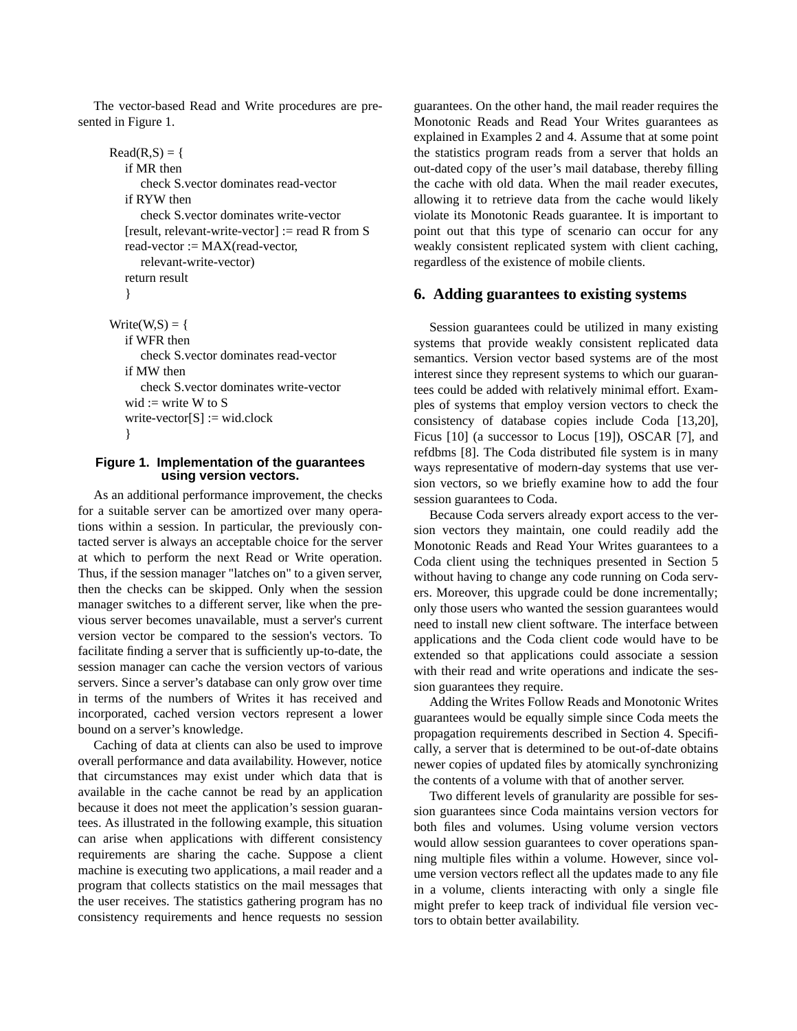The vector-based Read and Write procedures are presented in Figure 1.

```
Read(R,S) = {
    if MR then
        check S.vector dominates read-vector
    if RYW then
        check S.vector dominates write-vector
    [result, relevant-write-vector] := read R from S
    read-vector := MAX(read-vector,
        relevant-write-vector)
    return result
    }

Write(W,S) = {
    if WFR then
        check S.vector dominates read-vector
    if MW then
        check S.vector dominates write-vector
    wid := write W to S
    write-vector[S] := wid.clock
    }
```

**Figure 1. Implementation of the guarantees using version vectors.**

As an additional performance improvement, the checks for a suitable server can be amortized over many operations within a session. In particular, the previously contacted server is always an acceptable choice for the server at which to perform the next Read or Write operation. Thus, if the session manager "latches on" to a given server, then the checks can be skipped. Only when the session manager switches to a different server, like when the previous server becomes unavailable, must a server's current version vector be compared to the session's vectors. To facilitate finding a server that is sufficiently up-to-date, the session manager can cache the version vectors of various servers. Since a server's database can only grow over time in terms of the numbers of Writes it has received and incorporated, cached version vectors represent a lower bound on a server's knowledge.

Caching of data at clients can also be used to improve overall performance and data availability. However, notice that circumstances may exist under which data that is available in the cache cannot be read by an application because it does not meet the application's session guarantees. As illustrated in the following example, this situation can arise when applications with different consistency requirements are sharing the cache. Suppose a client machine is executing two applications, a mail reader and a program that collects statistics on the mail messages that the user receives. The statistics gathering program has no consistency requirements and hence requests no session guarantees. On the other hand, the mail reader requires the Monotonic Reads and Read Your Writes guarantees as explained in Examples 2 and 4. Assume that at some point the statistics program reads from a server that holds an out-dated copy of the user's mail database, thereby filling the cache with old data. When the mail reader executes, allowing it to retrieve data from the cache would likely violate its Monotonic Reads guarantee. It is important to point out that this type of scenario can occur for any weakly consistent replicated system with client caching, regardless of the existence of mobile clients.

## 6. Adding guarantees to existing systems

Session guarantees could be utilized in many existing systems that provide weakly consistent replicated data semantics. Version vector based systems are of the most interest since they represent systems to which our guarantees could be added with relatively minimal effort. Examples of systems that employ version vectors to check the consistency of database copies include Coda [13,20], Ficus [10] (a successor to Locus [19]), OSCAR [7], and refdbms [8]. The Coda distributed file system is in many ways representative of modern-day systems that use version vectors, so we briefly examine how to add the four session guarantees to Coda.

Because Coda servers already export access to the version vectors they maintain, one could readily add the Monotonic Reads and Read Your Writes guarantees to a Coda client using the techniques presented in Section 5 without having to change any code running on Coda servers. Moreover, this upgrade could be done incrementally; only those users who wanted the session guarantees would need to install new client software. The interface between applications and the Coda client code would have to be extended so that applications could associate a session with their read and write operations and indicate the session guarantees they require.

Adding the Writes Follow Reads and Monotonic Writes guarantees would be equally simple since Coda meets the propagation requirements described in Section 4. Specifically, a server that is determined to be out-of-date obtains newer copies of updated files by atomically synchronizing the contents of a volume with that of another server.

Two different levels of granularity are possible for session guarantees since Coda maintains version vectors for both files and volumes. Using volume version vectors would allow session guarantees to cover operations spanning multiple files within a volume. However, since volume version vectors reflect all the updates made to any file in a volume, clients interacting with only a single file might prefer to keep track of individual file version vectors to obtain better availability.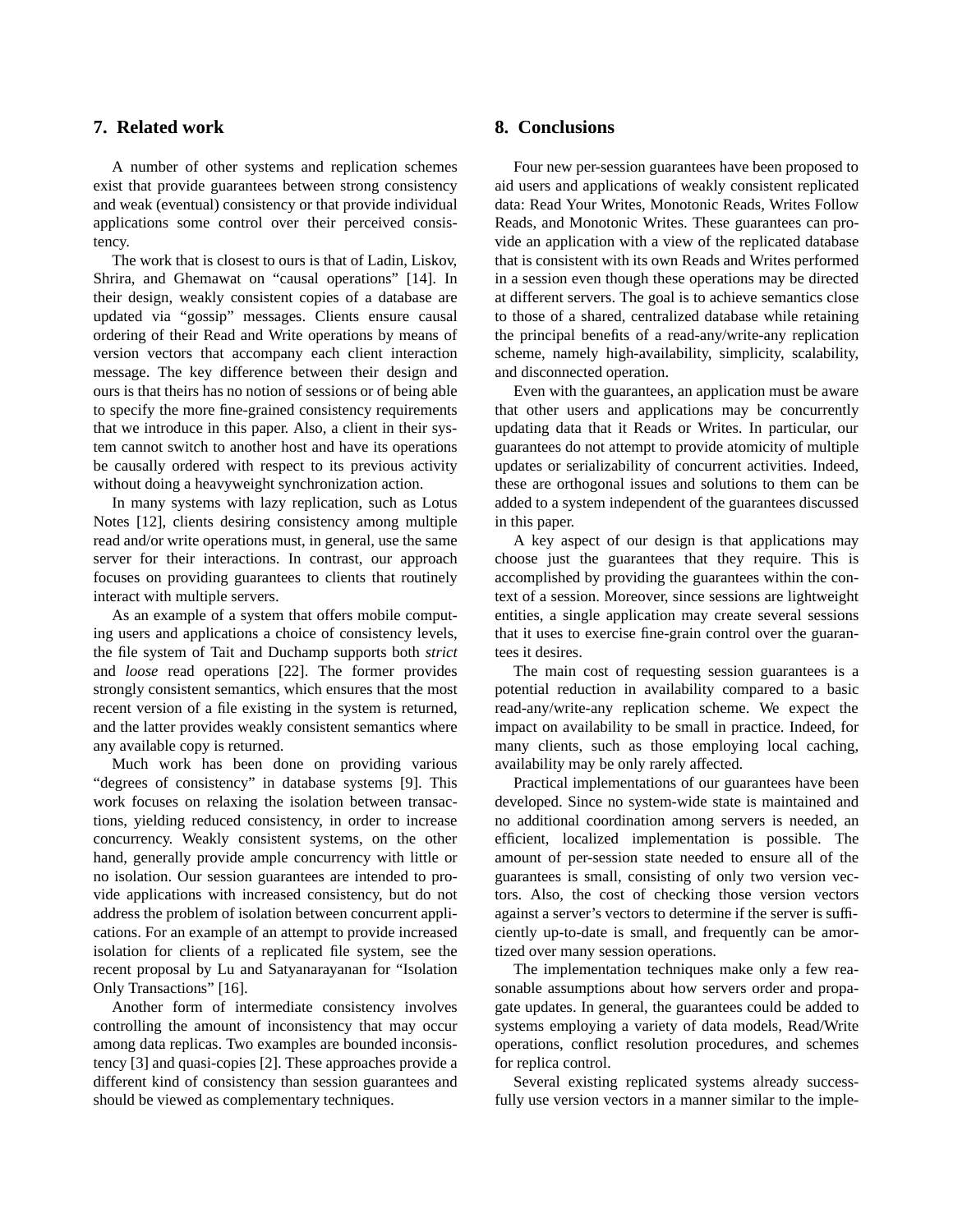## 7. Related work

A number of other systems and replication schemes exist that provide guarantees between strong consistency and weak (eventual) consistency or that provide individual applications some control over their perceived consistency.

The work that is closest to ours is that of Ladin, Liskov, Shrira, and Ghemawat on "causal operations" [14]. In their design, weakly consistent copies of a database are updated via "gossip" messages. Clients ensure causal ordering of their Read and Write operations by means of version vectors that accompany each client interaction message. The key difference between their design and ours is that theirs has no notion of sessions or of being able to specify the more fine-grained consistency requirements that we introduce in this paper. Also, a client in their system cannot switch to another host and have its operations be causally ordered with respect to its previous activity without doing a heavyweight synchronization action.

In many systems with lazy replication, such as Lotus Notes [12], clients desiring consistency among multiple read and/or write operations must, in general, use the same server for their interactions. In contrast, our approach focuses on providing guarantees to clients that routinely interact with multiple servers.

As an example of a system that offers mobile computing users and applications a choice of consistency levels, the file system of Tait and Duchamp supports both *strict* and *loose* read operations [22]. The former provides strongly consistent semantics, which ensures that the most recent version of a file existing in the system is returned, and the latter provides weakly consistent semantics where any available copy is returned.

Much work has been done on providing various "degrees of consistency" in database systems [9]. This work focuses on relaxing the isolation between transactions, yielding reduced consistency, in order to increase concurrency. Weakly consistent systems, on the other hand, generally provide ample concurrency with little or no isolation. Our session guarantees are intended to provide applications with increased consistency, but do not address the problem of isolation between concurrent applications. For an example of an attempt to provide increased isolation for clients of a replicated file system, see the recent proposal by Lu and Satyanarayanan for "Isolation Only Transactions" [16].

Another form of intermediate consistency involves controlling the amount of inconsistency that may occur among data replicas. Two examples are bounded inconsistency [3] and quasi-copies [2]. These approaches provide a different kind of consistency than session guarantees and should be viewed as complementary techniques.

## 8. Conclusions

Four new per-session guarantees have been proposed to aid users and applications of weakly consistent replicated data: Read Your Writes, Monotonic Reads, Writes Follow Reads, and Monotonic Writes. These guarantees can provide an application with a view of the replicated database that is consistent with its own Reads and Writes performed in a session even though these operations may be directed at different servers. The goal is to achieve semantics close to those of a shared, centralized database while retaining the principal benefits of a read-any/write-any replication scheme, namely high-availability, simplicity, scalability, and disconnected operation.

Even with the guarantees, an application must be aware that other users and applications may be concurrently updating data that it Reads or Writes. In particular, our guarantees do not attempt to provide atomicity of multiple updates or serializability of concurrent activities. Indeed, these are orthogonal issues and solutions to them can be added to a system independent of the guarantees discussed in this paper.

A key aspect of our design is that applications may choose just the guarantees that they require. This is accomplished by providing the guarantees within the context of a session. Moreover, since sessions are lightweight entities, a single application may create several sessions that it uses to exercise fine-grain control over the guarantees it desires.

The main cost of requesting session guarantees is a potential reduction in availability compared to a basic read-any/write-any replication scheme. We expect the impact on availability to be small in practice. Indeed, for many clients, such as those employing local caching, availability may be only rarely affected.

Practical implementations of our guarantees have been developed. Since no system-wide state is maintained and no additional coordination among servers is needed, an efficient, localized implementation is possible. The amount of per-session state needed to ensure all of the guarantees is small, consisting of only two version vectors. Also, the cost of checking those version vectors against a server's vectors to determine if the server is sufficiently up-to-date is small, and frequently can be amortized over many session operations.

The implementation techniques make only a few reasonable assumptions about how servers order and propagate updates. In general, the guarantees could be added to systems employing a variety of data models, Read/Write operations, conflict resolution procedures, and schemes for replica control.

Several existing replicated systems already successfully use version vectors in a manner similar to the imple-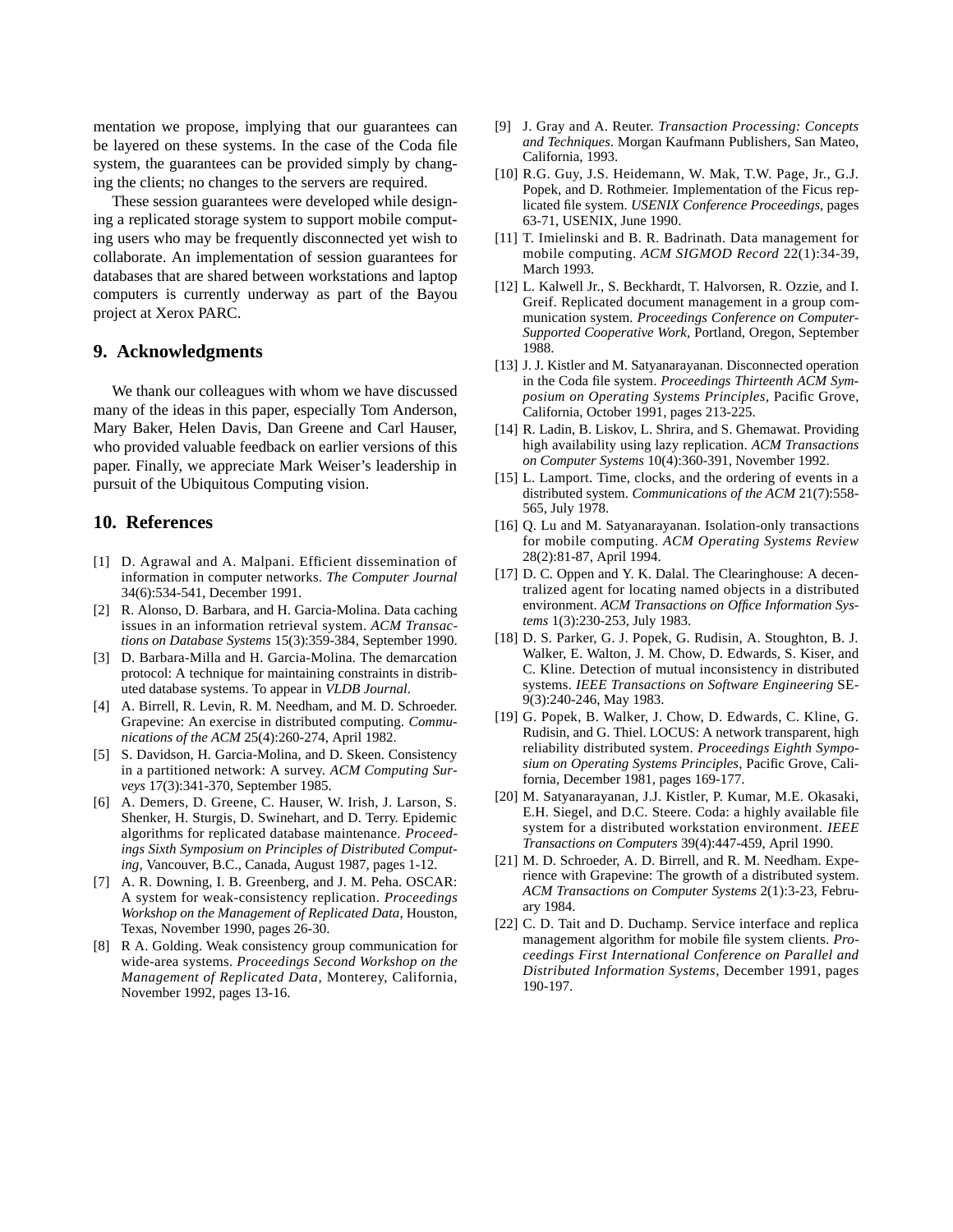mentation we propose, implying that our guarantees can be layered on these systems. In the case of the Coda file system, the guarantees can be provided simply by changing the clients; no changes to the servers are required.

These session guarantees were developed while designing a replicated storage system to support mobile computing users who may be frequently disconnected yet wish to collaborate. An implementation of session guarantees for databases that are shared between workstations and laptop computers is currently underway as part of the Bayou project at Xerox PARC.

## 9. Acknowledgments

We thank our colleagues with whom we have discussed many of the ideas in this paper, especially Tom Anderson, Mary Baker, Helen Davis, Dan Greene and Carl Hauser, who provided valuable feedback on earlier versions of this paper. Finally, we appreciate Mark Weiser's leadership in pursuit of the Ubiquitous Computing vision.

## 10. References

[1] D. Agrawal and A. Malpani. Efficient dissemination of information in computer networks. *The Computer Journal* 34(6):534-541, December 1991.

[2] R. Alonso, D. Barbara, and H. Garcia-Molina. Data caching issues in an information retrieval system. *ACM Transactions on Database Systems* 15(3):359-384, September 1990.

[3] D. Barbara-Milla and H. Garcia-Molina. The demarcation protocol: A technique for maintaining constraints in distributed database systems. To appear in *VLDB Journal*.

[4] A. Birrell, R. Levin, R. M. Needham, and M. D. Schroeder. Grapevine: An exercise in distributed computing. *Communications of the ACM* 25(4):260-274, April 1982.

[5] S. Davidson, H. Garcia-Molina, and D. Skeen. Consistency in a partitioned network: A survey. *ACM Computing Surveys* 17(3):341-370, September 1985.

[6] A. Demers, D. Greene, C. Hauser, W. Irish, J. Larson, S. Shenker, H. Sturgis, D. Swinehart, and D. Terry. Epidemic algorithms for replicated database maintenance. *Proceedings Sixth Symposium on Principles of Distributed Computing*, Vancouver, B.C., Canada, August 1987, pages 1-12.

[7] A. R. Downing, I. B. Greenberg, and J. M. Peha. OSCAR: A system for weak-consistency replication. *Proceedings Workshop on the Management of Replicated Data*, Houston, Texas, November 1990, pages 26-30.

[8] R A. Golding. Weak consistency group communication for wide-area systems. *Proceedings Second Workshop on the Management of Replicated Data*, Monterey, California, November 1992, pages 13-16.

[9] J. Gray and A. Reuter. *Transaction Processing: Concepts and Techniques*. Morgan Kaufmann Publishers, San Mateo, California, 1993.

[10] R.G. Guy, J.S. Heidemann, W. Mak, T.W. Page, Jr., G.J. Popek, and D. Rothmeier. Implementation of the Ficus replicated file system. *USENIX Conference Proceedings*, pages 63-71, USENIX, June 1990.

[11] T. Imielinski and B. R. Badrinath. Data management for mobile computing. *ACM SIGMOD Record* 22(1):34-39, March 1993.

[12] L. Kalwell Jr., S. Beckhardt, T. Halvorsen, R. Ozzie, and I. Greif. Replicated document management in a group communication system. *Proceedings Conference on Computer-Supported Cooperative Work*, Portland, Oregon, September 1988.

[13] J. J. Kistler and M. Satyanarayanan. Disconnected operation in the Coda file system. *Proceedings Thirteenth ACM Symposium on Operating Systems Principles*, Pacific Grove, California, October 1991, pages 213-225.

[14] R. Ladin, B. Liskov, L. Shrira, and S. Ghemawat. Providing high availability using lazy replication. *ACM Transactions on Computer Systems* 10(4):360-391, November 1992.

[15] L. Lamport. Time, clocks, and the ordering of events in a distributed system. *Communications of the ACM* 21(7):558-565, July 1978.

[16] Q. Lu and M. Satyanarayanan. Isolation-only transactions for mobile computing. *ACM Operating Systems Review* 28(2):81-87, April 1994.

[17] D. C. Oppen and Y. K. Dalal. The Clearinghouse: A decentralized agent for locating named objects in a distributed environment. *ACM Transactions on Office Information Systems* 1(3):230-253, July 1983.

[18] D. S. Parker, G. J. Popek, G. Rudisin, A. Stoughton, B. J. Walker, E. Walton, J. M. Chow, D. Edwards, S. Kiser, and C. Kline. Detection of mutual inconsistency in distributed systems. *IEEE Transactions on Software Engineering* SE-9(3):240-246, May 1983.

[19] G. Popek, B. Walker, J. Chow, D. Edwards, C. Kline, G. Rudisin, and G. Thiel. LOCUS: A network transparent, high reliability distributed system. *Proceedings Eighth Symposium on Operating Systems Principles*, Pacific Grove, California, December 1981, pages 169-177.

[20] M. Satyanarayanan, J.J. Kistler, P. Kumar, M.E. Okasaki, E.H. Siegel, and D.C. Steere. Coda: a highly available file system for a distributed workstation environment. *IEEE Transactions on Computers* 39(4):447-459, April 1990.

[21] M. D. Schroeder, A. D. Birrell, and R. M. Needham. Experience with Grapevine: The growth of a distributed system. *ACM Transactions on Computer Systems* 2(1):3-23, February 1984.

[22] C. D. Tait and D. Duchamp. Service interface and replica management algorithm for mobile file system clients. *Proceedings First International Conference on Parallel and Distributed Information Systems*, December 1991, pages 190-197.